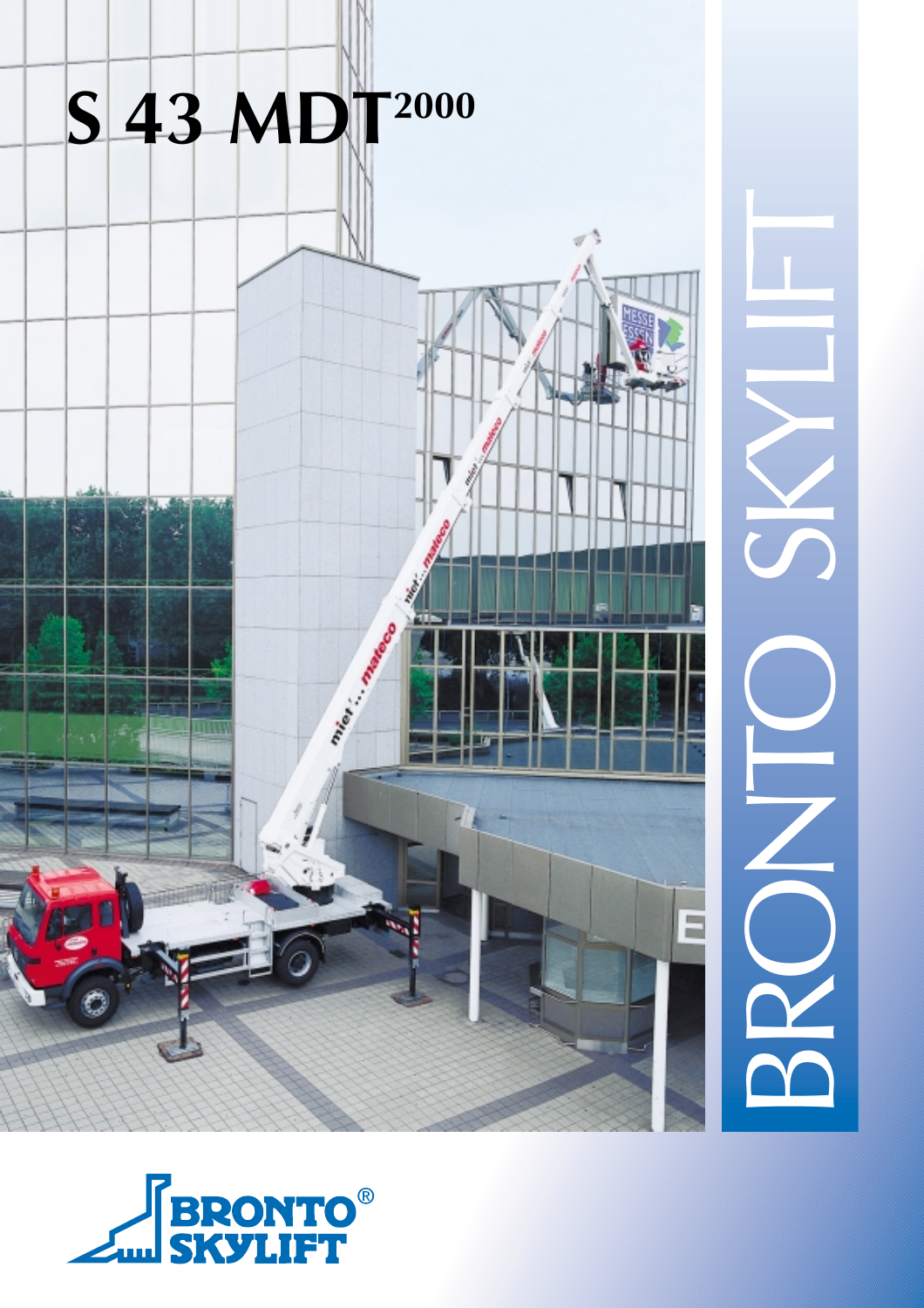# S 43 MDT2000

BRONTO SKYLIFT

BRONTO® SKYLIFT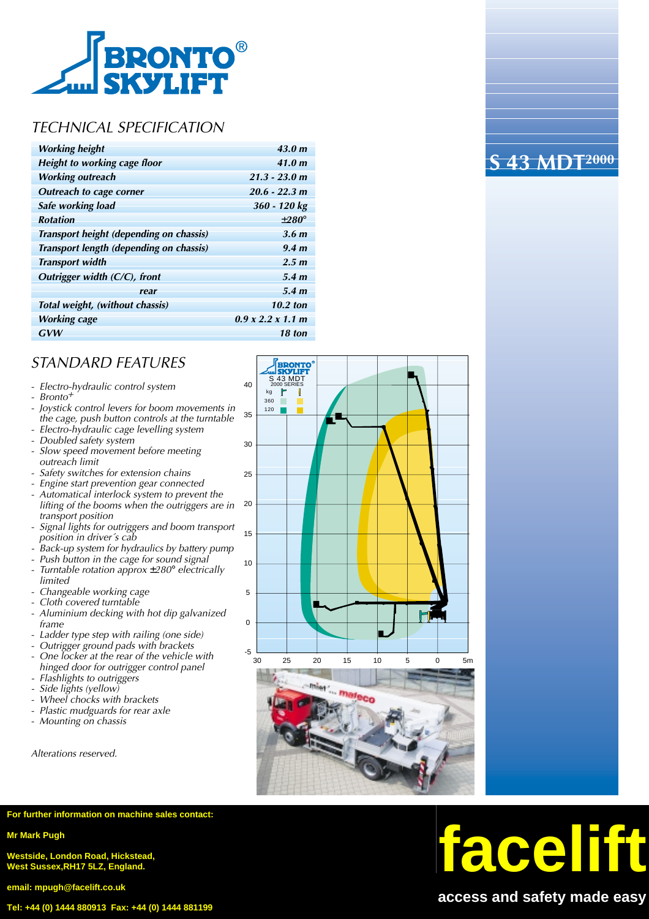# BRONTO SKYLIFT®

## S 43 MDT2000

## TECHNICAL SPECIFICATION

| | |
|---|---|
| *Working height* | *43.0 m* |
| *Height to working cage floor* | *41.0 m* |
| *Working outreach* | *21.3 - 23.0 m* |
| *Outreach to cage corner* | *20.6 - 22.3 m* |
| *Safe working load* | *360 - 120 kg* |
| *Rotation* | *±280°* |
| *Transport height (depending on chassis)* | *3.6 m* |
| *Transport length (depending on chassis)* | *9.4 m* |
| *Transport width* | *2.5 m* |
| *Outrigger width (C/C), front* | *5.4 m* |
| *rear* | *5.4 m* |
| *Total weight, (without chassis)* | *10.2 ton* |
| *Working cage* | *0.9 x 2.2 x 1.1 m* |
| *GVW* | *18 ton* |

## STANDARD FEATURES

- *Electro-hydraulic control system*
- *Bronto+*
- *Joystick control levers for boom movements in the cage, push button controls at the turntable*
- *Electro-hydraulic cage levelling system*
- *Doubled safety system*
- *Slow speed movement before meeting outreach limit*
- *Safety switches for extension chains*
- *Engine start prevention gear connected*
- *Automatical interlock system to prevent the lifting of the booms when the outriggers are in transport position*
- *Signal lights for outriggers and boom transport position in driver´s cab*
- *Back-up system for hydraulics by battery pump*
- *Push button in the cage for sound signal*
- *Turntable rotation approx ±280° electrically limited*
- *Changeable working cage*
- *Cloth covered turntable*
- *Aluminium decking with hot dip galvanized frame*
- *Ladder type step with railing (one side)*
- *Outrigger ground pads with brackets*
- *One locker at the rear of the vehicle with hinged door for outrigger control panel*
- *Flashlights to outriggers*
- *Side lights (yellow)*
- *Wheel chocks with brackets*
- *Plastic mudguards for rear axle*
- *Mounting on chassis*

*Alterations reserved.*

BRONTO SKYLIFT
S 43 MDT
2000 SERIES
kg
360
120

40
35
30
25
20
15
10
5
0
-5
30 25 20 15 10 5 0 5m

**For further information on machine sales contact:**

**Mr Mark Pugh**

**Westside, London Road, Hickstead, West Sussex,RH17 5LZ, England.**

**email: mpugh@facelift.co.uk**

**Tel: +44 (0) 1444 880913 Fax: +44 (0) 1444 881199**

**facelift**

**access and safety made easy**